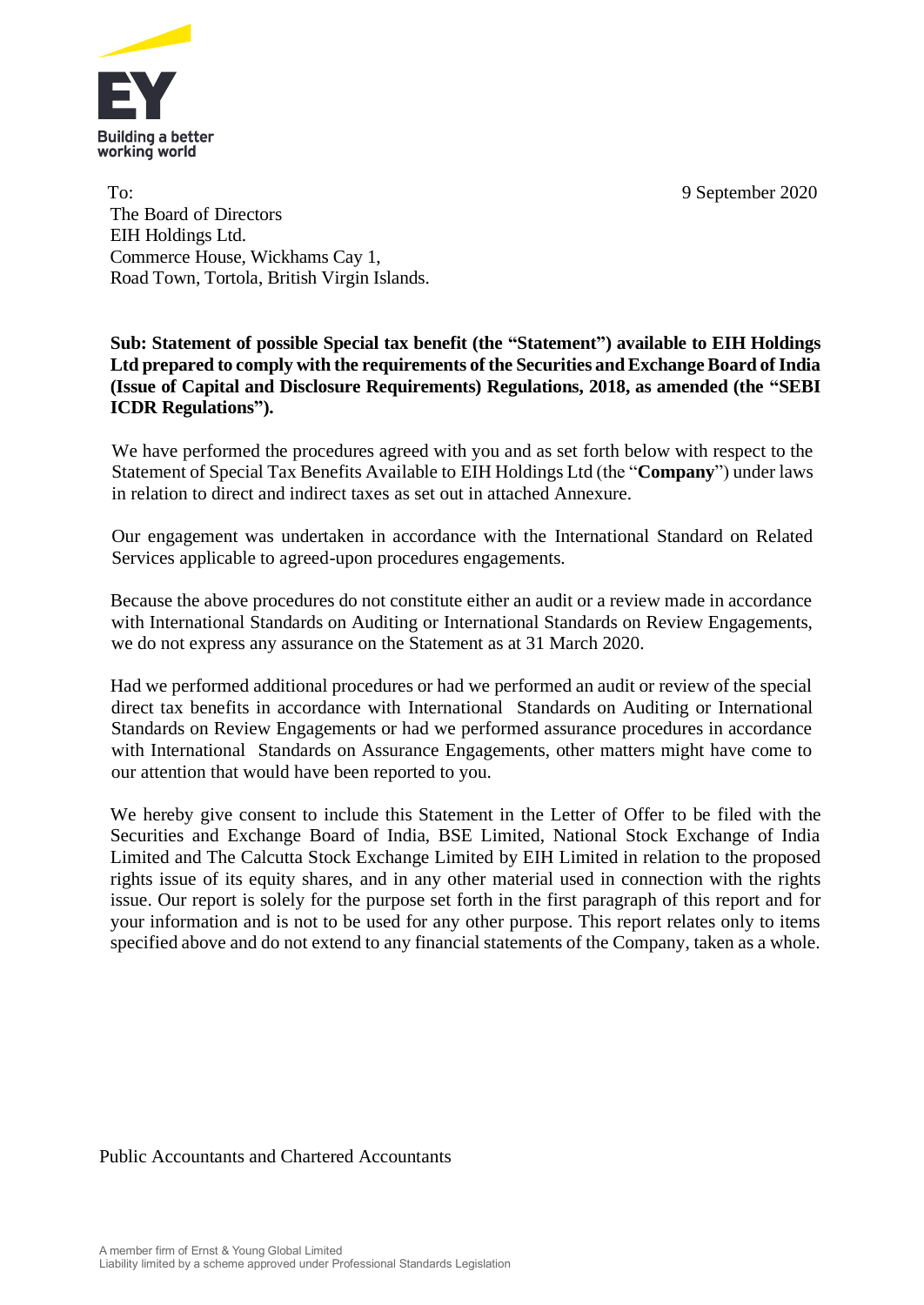9 September 2020

To:
The Board of Directors
EIH Holdings Ltd.
Commerce House, Wickhams Cay 1,
Road Town, Tortola, British Virgin Islands.

**Sub: Statement of possible Special tax benefit (the "Statement") available to EIH Holdings Ltd prepared to comply with the requirements of the Securities and Exchange Board of India (Issue of Capital and Disclosure Requirements) Regulations, 2018, as amended (the "SEBI ICDR Regulations").**

We have performed the procedures agreed with you and as set forth below with respect to the Statement of Special Tax Benefits Available to EIH Holdings Ltd (the "**Company**") under laws in relation to direct and indirect taxes as set out in attached Annexure.

Our engagement was undertaken in accordance with the International Standard on Related Services applicable to agreed-upon procedures engagements.

Because the above procedures do not constitute either an audit or a review made in accordance with International Standards on Auditing or International Standards on Review Engagements, we do not express any assurance on the Statement as at 31 March 2020.

Had we performed additional procedures or had we performed an audit or review of the special direct tax benefits in accordance with International Standards on Auditing or International Standards on Review Engagements or had we performed assurance procedures in accordance with International Standards on Assurance Engagements, other matters might have come to our attention that would have been reported to you.

We hereby give consent to include this Statement in the Letter of Offer to be filed with the Securities and Exchange Board of India, BSE Limited, National Stock Exchange of India Limited and The Calcutta Stock Exchange Limited by EIH Limited in relation to the proposed rights issue of its equity shares, and in any other material used in connection with the rights issue. Our report is solely for the purpose set forth in the first paragraph of this report and for your information and is not to be used for any other purpose. This report relates only to items specified above and do not extend to any financial statements of the Company, taken as a whole.

Public Accountants and Chartered Accountants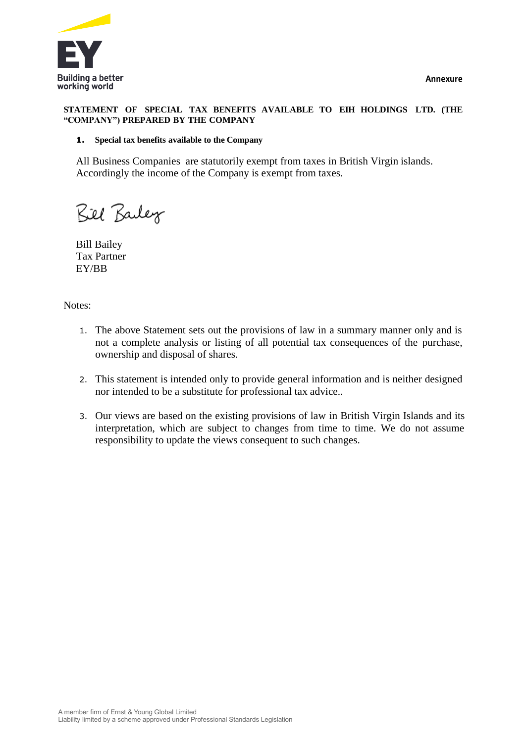Annexure

**STATEMENT OF SPECIAL TAX BENEFITS AVAILABLE TO EIH HOLDINGS LTD. (THE "COMPANY") PREPARED BY THE COMPANY**

**1. Special tax benefits available to the Company**

All Business Companies are statutorily exempt from taxes in British Virgin islands. Accordingly the income of the Company is exempt from taxes.

Bill Bailey
Tax Partner
EY/BB

Notes:

1. The above Statement sets out the provisions of law in a summary manner only and is not a complete analysis or listing of all potential tax consequences of the purchase, ownership and disposal of shares.

2. This statement is intended only to provide general information and is neither designed nor intended to be a substitute for professional tax advice..

3. Our views are based on the existing provisions of law in British Virgin Islands and its interpretation, which are subject to changes from time to time. We do not assume responsibility to update the views consequent to such changes.

A member firm of Ernst & Young Global Limited
Liability limited by a scheme approved under Professional Standards Legislation